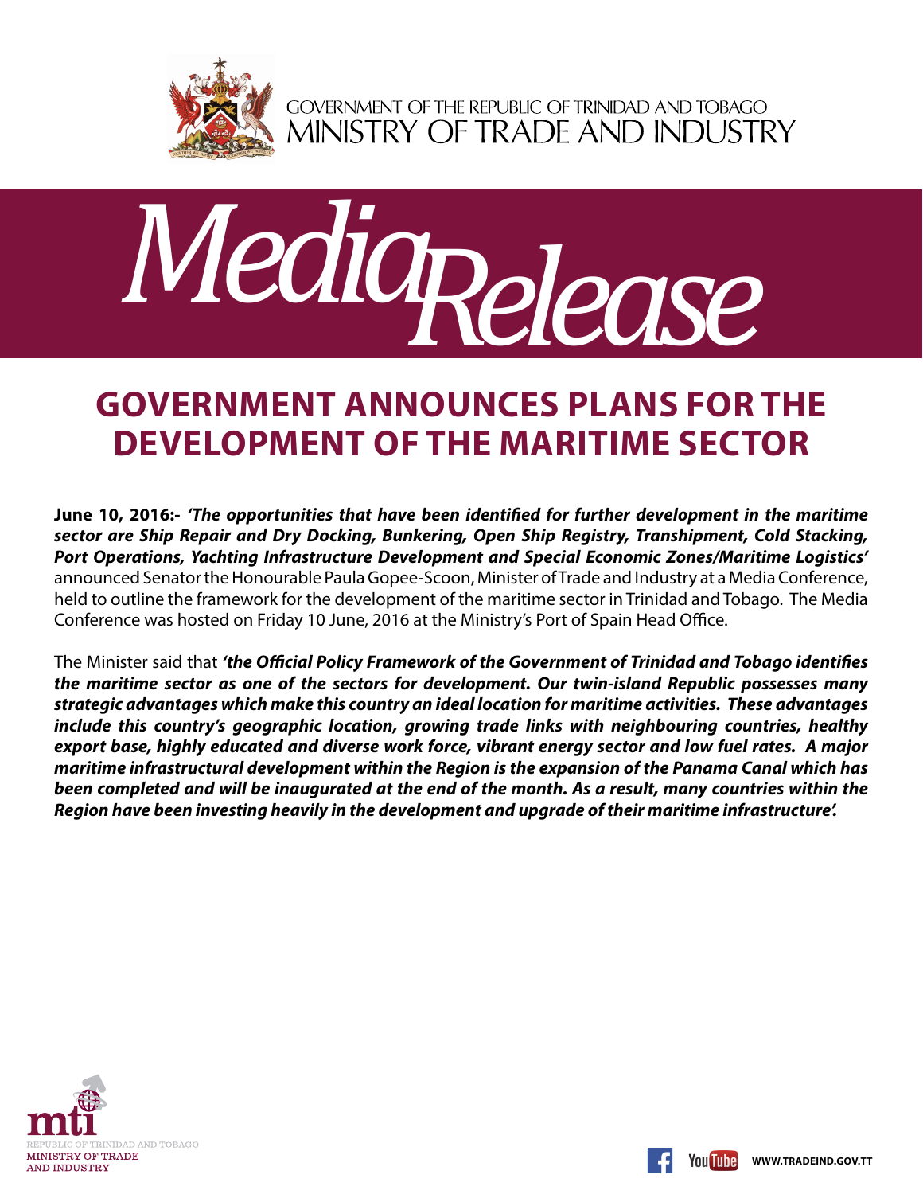GOVERNMENT OF THE REPUBLIC OF TRINIDAD AND TOBAGO
MINISTRY OF TRADE AND INDUSTRY

# Media Release

## GOVERNMENT ANNOUNCES PLANS FOR THE DEVELOPMENT OF THE MARITIME SECTOR

**June 10, 2016:-** ***'The opportunities that have been identified for further development in the maritime sector are Ship Repair and Dry Docking, Bunkering, Open Ship Registry, Transhipment, Cold Stacking, Port Operations, Yachting Infrastructure Development and Special Economic Zones/Maritime Logistics'*** announced Senator the Honourable Paula Gopee-Scoon, Minister of Trade and Industry at a Media Conference, held to outline the framework for the development of the maritime sector in Trinidad and Tobago. The Media Conference was hosted on Friday 10 June, 2016 at the Ministry's Port of Spain Head Office.

The Minister said that ***'the Official Policy Framework of the Government of Trinidad and Tobago identifies the maritime sector as one of the sectors for development. Our twin-island Republic possesses many strategic advantages which make this country an ideal location for maritime activities. These advantages include this country's geographic location, growing trade links with neighbouring countries, healthy export base, highly educated and diverse work force, vibrant energy sector and low fuel rates. A major maritime infrastructural development within the Region is the expansion of the Panama Canal which has been completed and will be inaugurated at the end of the month. As a result, many countries within the Region have been investing heavily in the development and upgrade of their maritime infrastructure'.***

mti
REPUBLIC OF TRINIDAD AND TOBAGO
MINISTRY OF TRADE AND INDUSTRY

WWW.TRADEIND.GOV.TT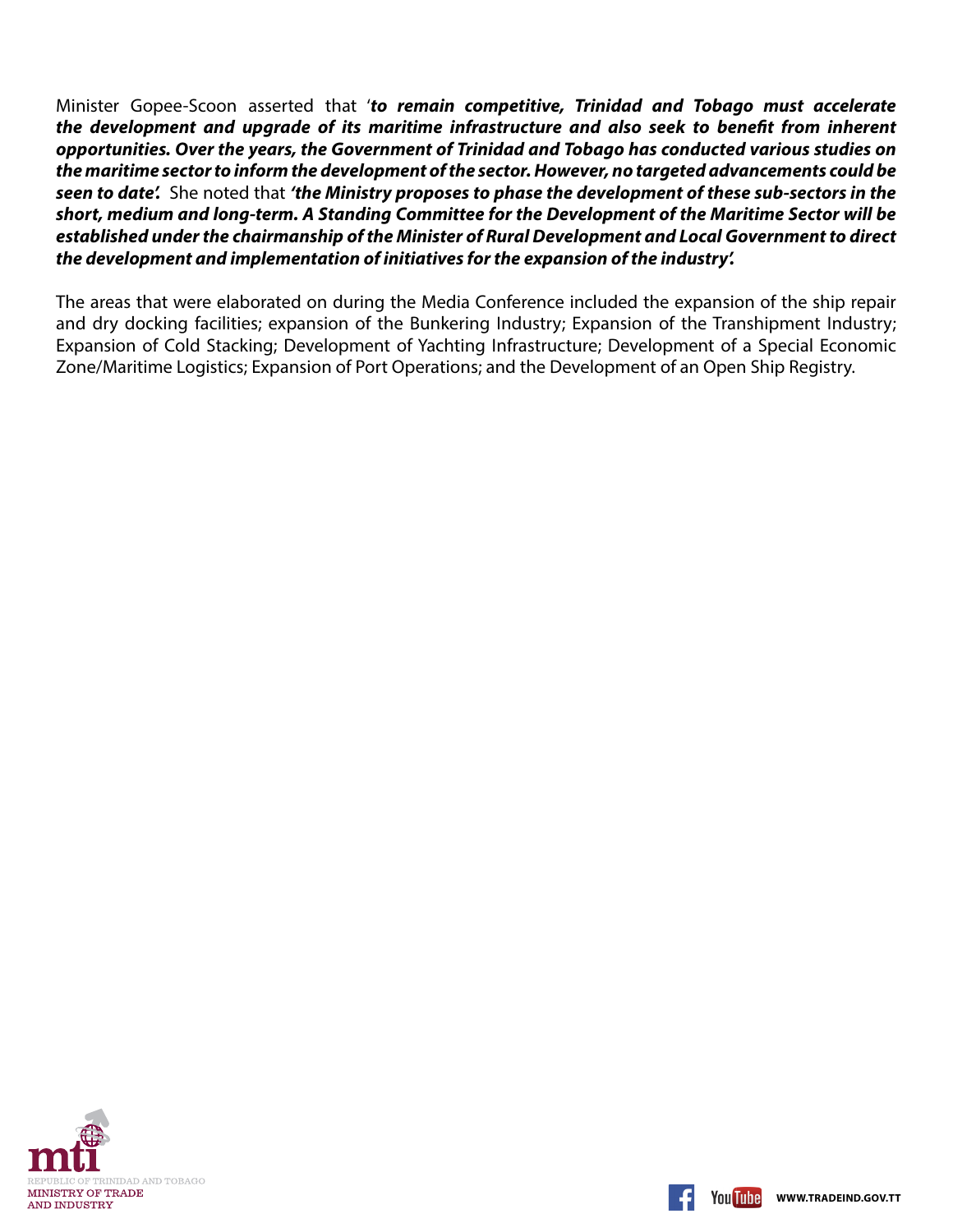Minister Gopee-Scoon asserted that '***to remain competitive, Trinidad and Tobago must accelerate the development and upgrade of its maritime infrastructure and also seek to benefit from inherent opportunities. Over the years, the Government of Trinidad and Tobago has conducted various studies on the maritime sector to inform the development of the sector. However, no targeted advancements could be seen to date'.*** She noted that ***'the Ministry proposes to phase the development of these sub-sectors in the short, medium and long-term. A Standing Committee for the Development of the Maritime Sector will be established under the chairmanship of the Minister of Rural Development and Local Government to direct the development and implementation of initiatives for the expansion of the industry'.***

The areas that were elaborated on during the Media Conference included the expansion of the ship repair and dry docking facilities; expansion of the Bunkering Industry; Expansion of the Transhipment Industry; Expansion of Cold Stacking; Development of Yachting Infrastructure; Development of a Special Economic Zone/Maritime Logistics; Expansion of Port Operations; and the Development of an Open Ship Registry.